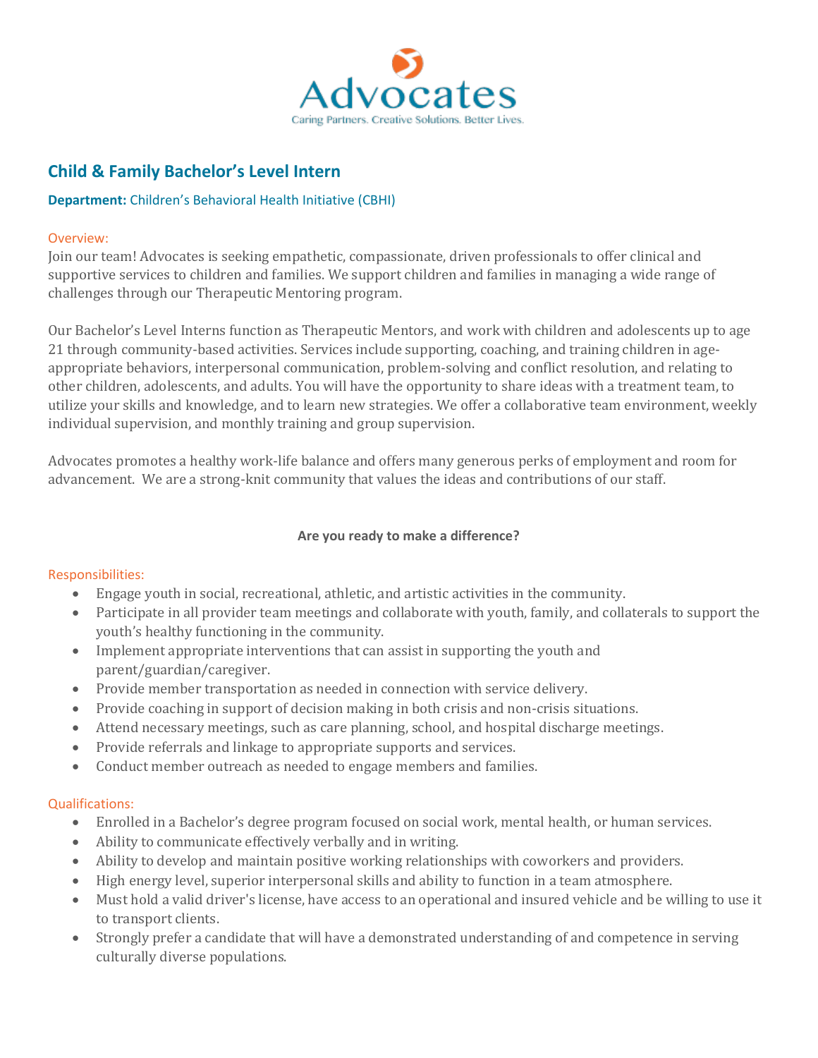# Advocates

Caring Partners. Creative Solutions. Better Lives.

## Child & Family Bachelor's Level Intern

**Department:** Children's Behavioral Health Initiative (CBHI)

### Overview:

Join our team! Advocates is seeking empathetic, compassionate, driven professionals to offer clinical and supportive services to children and families. We support children and families in managing a wide range of challenges through our Therapeutic Mentoring program.

Our Bachelor's Level Interns function as Therapeutic Mentors, and work with children and adolescents up to age 21 through community-based activities. Services include supporting, coaching, and training children in age-appropriate behaviors, interpersonal communication, problem-solving and conflict resolution, and relating to other children, adolescents, and adults. You will have the opportunity to share ideas with a treatment team, to utilize your skills and knowledge, and to learn new strategies. We offer a collaborative team environment, weekly individual supervision, and monthly training and group supervision.

Advocates promotes a healthy work-life balance and offers many generous perks of employment and room for advancement. We are a strong-knit community that values the ideas and contributions of our staff.

**Are you ready to make a difference?**

### Responsibilities:

- Engage youth in social, recreational, athletic, and artistic activities in the community.
- Participate in all provider team meetings and collaborate with youth, family, and collaterals to support the youth's healthy functioning in the community.
- Implement appropriate interventions that can assist in supporting the youth and parent/guardian/caregiver.
- Provide member transportation as needed in connection with service delivery.
- Provide coaching in support of decision making in both crisis and non-crisis situations.
- Attend necessary meetings, such as care planning, school, and hospital discharge meetings.
- Provide referrals and linkage to appropriate supports and services.
- Conduct member outreach as needed to engage members and families.

### Qualifications:

- Enrolled in a Bachelor's degree program focused on social work, mental health, or human services.
- Ability to communicate effectively verbally and in writing.
- Ability to develop and maintain positive working relationships with coworkers and providers.
- High energy level, superior interpersonal skills and ability to function in a team atmosphere.
- Must hold a valid driver's license, have access to an operational and insured vehicle and be willing to use it to transport clients.
- Strongly prefer a candidate that will have a demonstrated understanding of and competence in serving culturally diverse populations.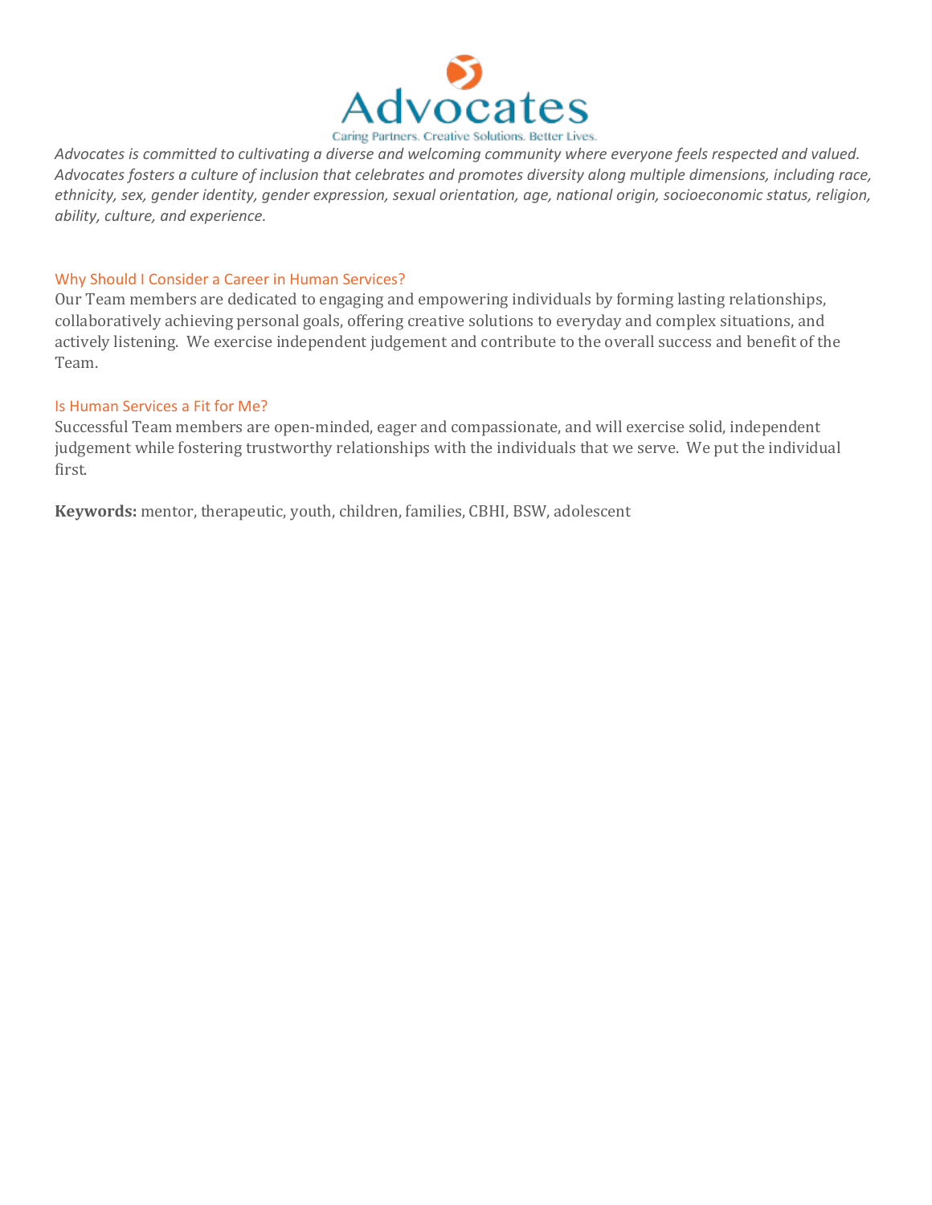Advocates

Caring Partners. Creative Solutions. Better Lives.

*Advocates is committed to cultivating a diverse and welcoming community where everyone feels respected and valued. Advocates fosters a culture of inclusion that celebrates and promotes diversity along multiple dimensions, including race, ethnicity, sex, gender identity, gender expression, sexual orientation, age, national origin, socioeconomic status, religion, ability, culture, and experience.*

## Why Should I Consider a Career in Human Services?

Our Team members are dedicated to engaging and empowering individuals by forming lasting relationships, collaboratively achieving personal goals, offering creative solutions to everyday and complex situations, and actively listening. We exercise independent judgement and contribute to the overall success and benefit of the Team.

## Is Human Services a Fit for Me?

Successful Team members are open-minded, eager and compassionate, and will exercise solid, independent judgement while fostering trustworthy relationships with the individuals that we serve. We put the individual first.

**Keywords:** mentor, therapeutic, youth, children, families, CBHI, BSW, adolescent